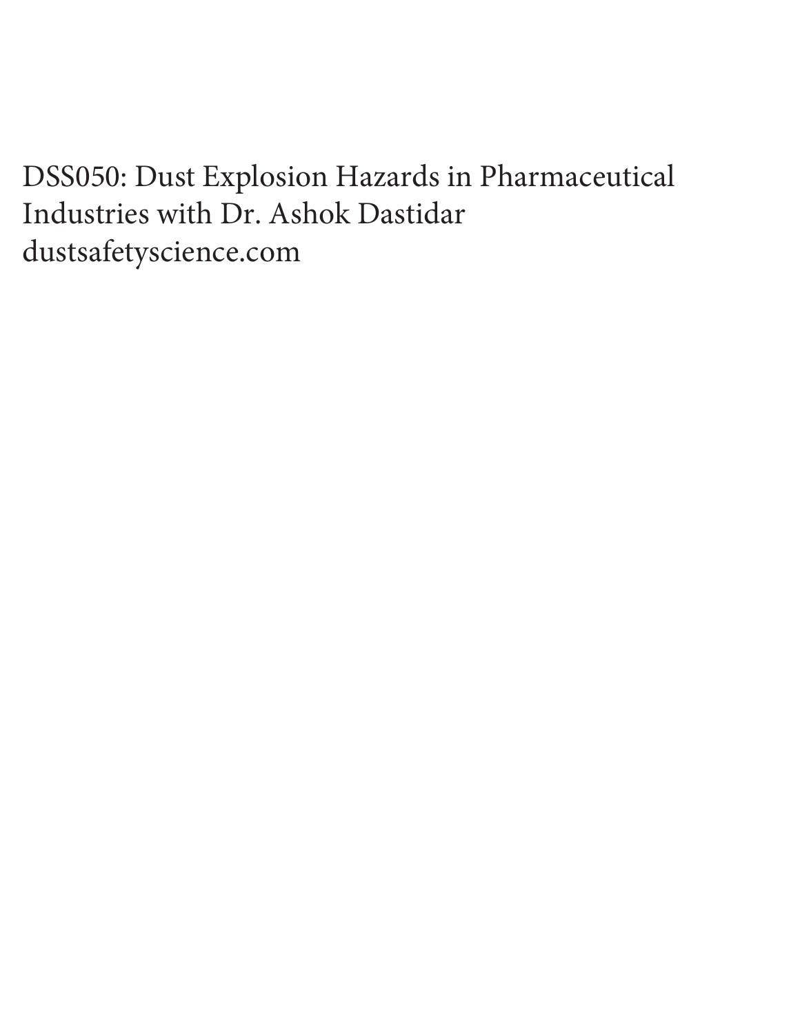DSS050: Dust Explosion Hazards in Pharmaceutical Industries with Dr. Ashok Dastidar
dustsafetyscience.com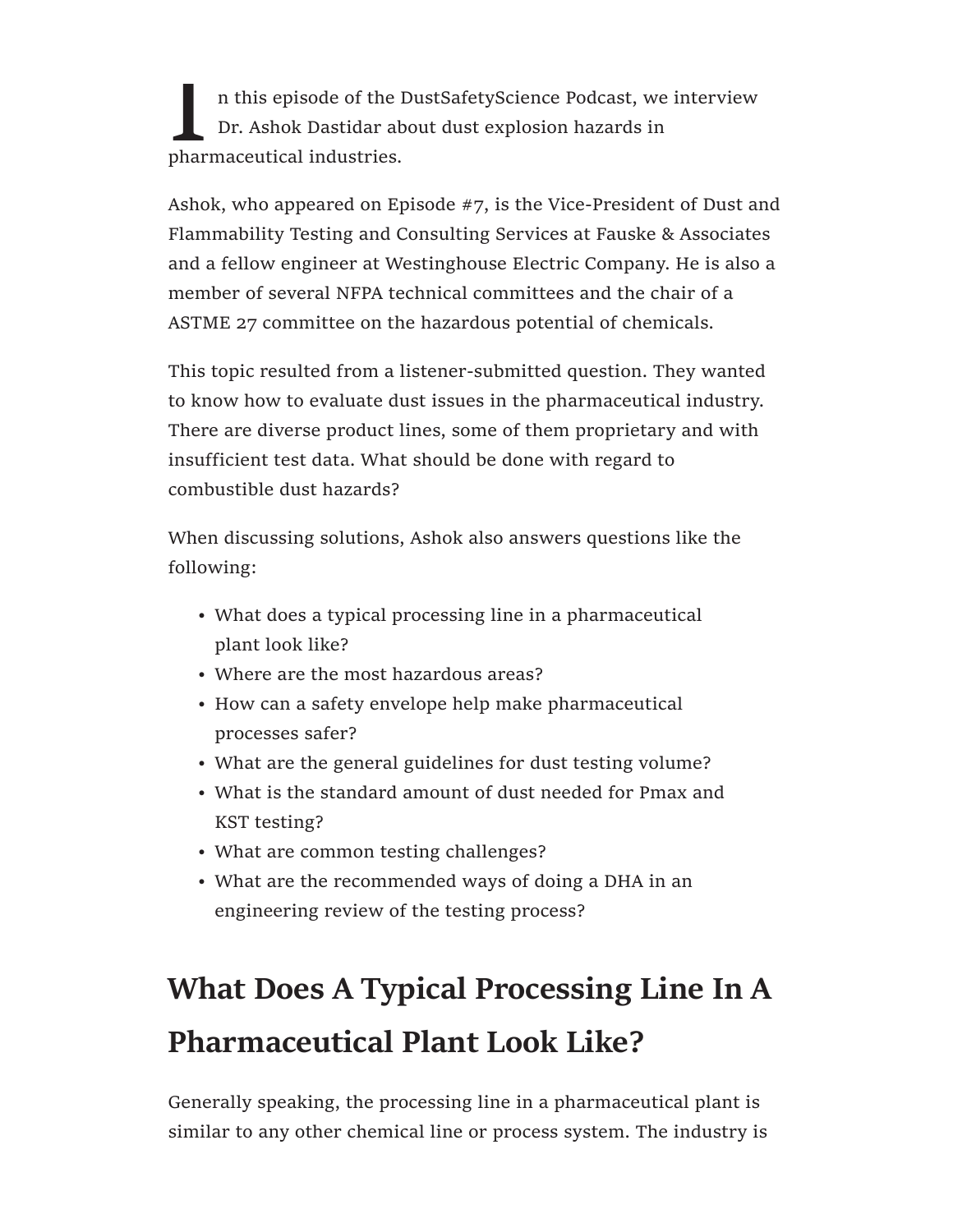In this episode of the DustSafetyScience Podcast, we interview Dr. Ashok Dastidar about dust explosion hazards in pharmaceutical industries.

Ashok, who appeared on Episode #7, is the Vice-President of Dust and Flammability Testing and Consulting Services at Fauske & Associates and a fellow engineer at Westinghouse Electric Company. He is also a member of several NFPA technical committees and the chair of a ASTME 27 committee on the hazardous potential of chemicals.

This topic resulted from a listener-submitted question. They wanted to know how to evaluate dust issues in the pharmaceutical industry. There are diverse product lines, some of them proprietary and with insufficient test data. What should be done with regard to combustible dust hazards?

When discussing solutions, Ashok also answers questions like the following:

- What does a typical processing line in a pharmaceutical plant look like?
- Where are the most hazardous areas?
- How can a safety envelope help make pharmaceutical processes safer?
- What are the general guidelines for dust testing volume?
- What is the standard amount of dust needed for Pmax and KST testing?
- What are common testing challenges?
- What are the recommended ways of doing a DHA in an engineering review of the testing process?

## What Does A Typical Processing Line In A Pharmaceutical Plant Look Like?

Generally speaking, the processing line in a pharmaceutical plant is similar to any other chemical line or process system. The industry is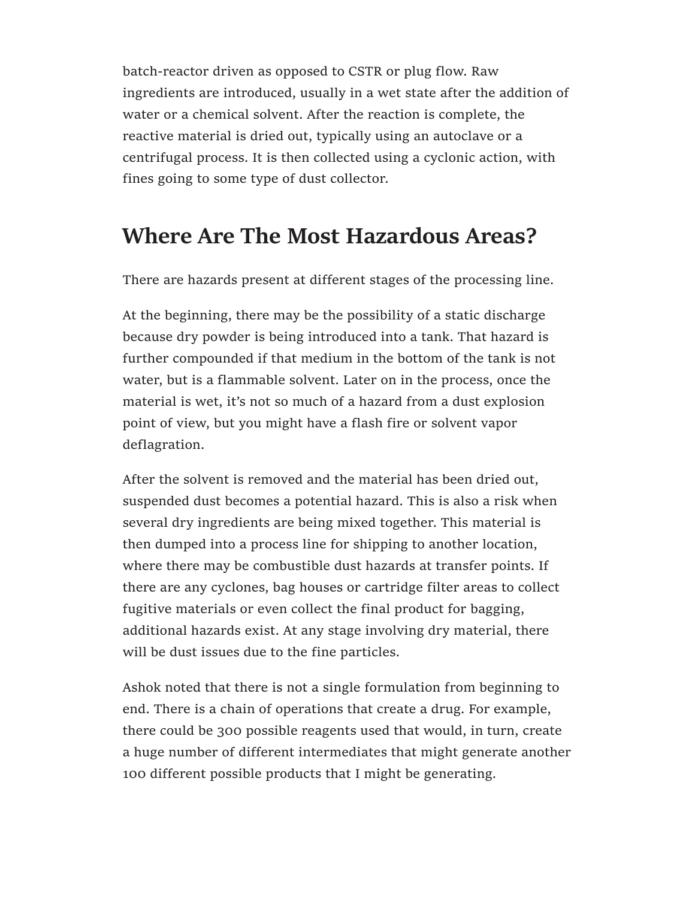batch-reactor driven as opposed to CSTR or plug flow. Raw ingredients are introduced, usually in a wet state after the addition of water or a chemical solvent. After the reaction is complete, the reactive material is dried out, typically using an autoclave or a centrifugal process. It is then collected using a cyclonic action, with fines going to some type of dust collector.

## Where Are The Most Hazardous Areas?

There are hazards present at different stages of the processing line.

At the beginning, there may be the possibility of a static discharge because dry powder is being introduced into a tank. That hazard is further compounded if that medium in the bottom of the tank is not water, but is a flammable solvent. Later on in the process, once the material is wet, it's not so much of a hazard from a dust explosion point of view, but you might have a flash fire or solvent vapor deflagration.

After the solvent is removed and the material has been dried out, suspended dust becomes a potential hazard. This is also a risk when several dry ingredients are being mixed together. This material is then dumped into a process line for shipping to another location, where there may be combustible dust hazards at transfer points. If there are any cyclones, bag houses or cartridge filter areas to collect fugitive materials or even collect the final product for bagging, additional hazards exist. At any stage involving dry material, there will be dust issues due to the fine particles.

Ashok noted that there is not a single formulation from beginning to end. There is a chain of operations that create a drug. For example, there could be 300 possible reagents used that would, in turn, create a huge number of different intermediates that might generate another 100 different possible products that I might be generating.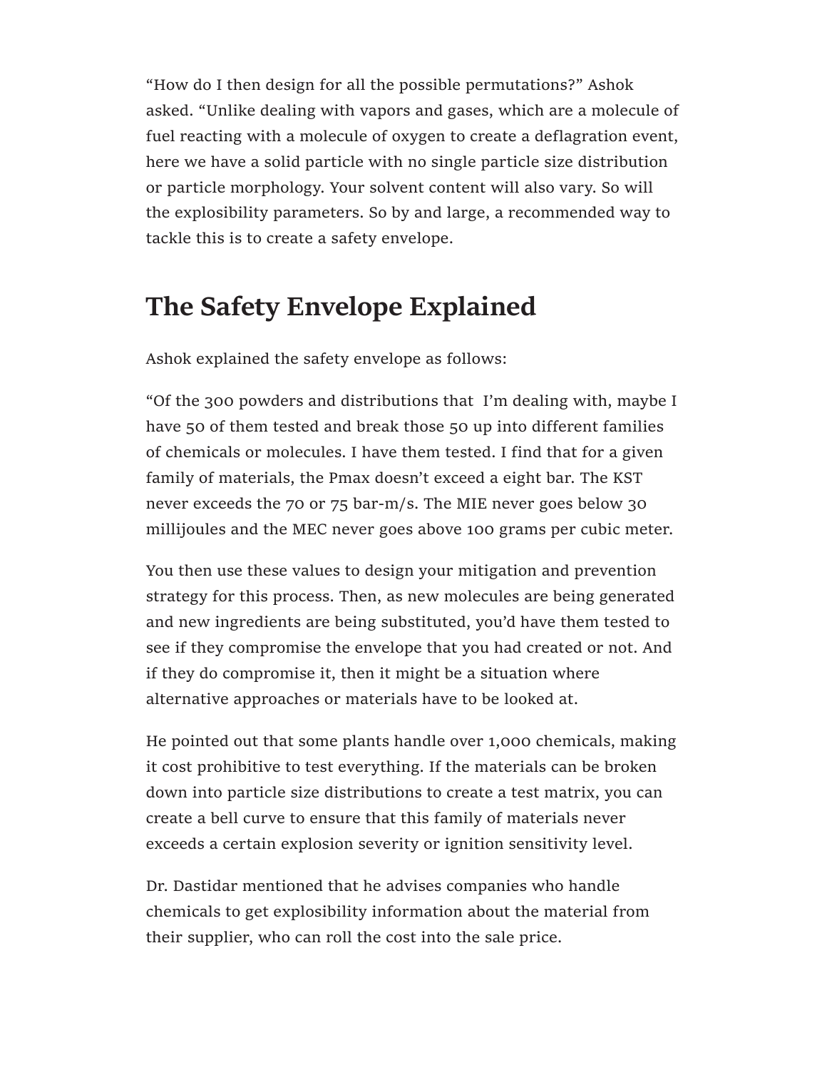"How do I then design for all the possible permutations?" Ashok asked. "Unlike dealing with vapors and gases, which are a molecule of fuel reacting with a molecule of oxygen to create a deflagration event, here we have a solid particle with no single particle size distribution or particle morphology. Your solvent content will also vary. So will the explosibility parameters. So by and large, a recommended way to tackle this is to create a safety envelope.

## The Safety Envelope Explained

Ashok explained the safety envelope as follows:

"Of the 300 powders and distributions that I'm dealing with, maybe I have 50 of them tested and break those 50 up into different families of chemicals or molecules. I have them tested. I find that for a given family of materials, the Pmax doesn't exceed a eight bar. The KST never exceeds the 70 or 75 bar-m/s. The MIE never goes below 30 millijoules and the MEC never goes above 100 grams per cubic meter.

You then use these values to design your mitigation and prevention strategy for this process. Then, as new molecules are being generated and new ingredients are being substituted, you'd have them tested to see if they compromise the envelope that you had created or not. And if they do compromise it, then it might be a situation where alternative approaches or materials have to be looked at.

He pointed out that some plants handle over 1,000 chemicals, making it cost prohibitive to test everything. If the materials can be broken down into particle size distributions to create a test matrix, you can create a bell curve to ensure that this family of materials never exceeds a certain explosion severity or ignition sensitivity level.

Dr. Dastidar mentioned that he advises companies who handle chemicals to get explosibility information about the material from their supplier, who can roll the cost into the sale price.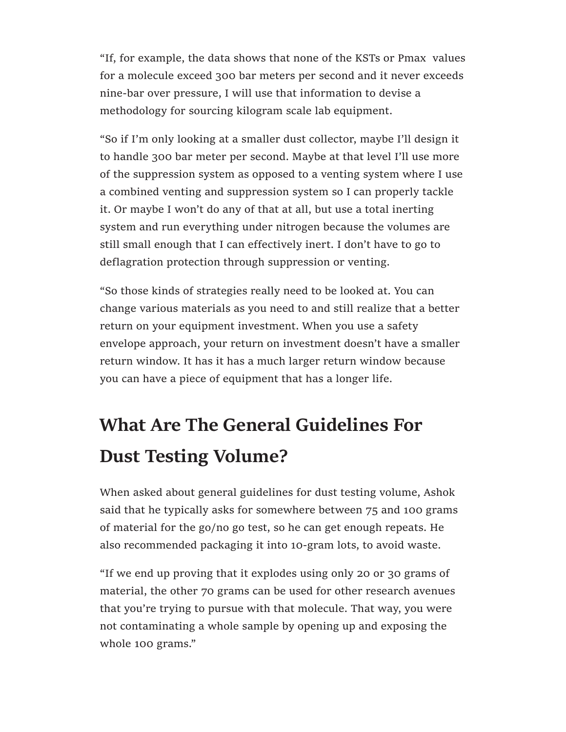"If, for example, the data shows that none of the KSTs or Pmax  values for a molecule exceed 300 bar meters per second and it never exceeds nine-bar over pressure, I will use that information to devise a methodology for sourcing kilogram scale lab equipment.

"So if I'm only looking at a smaller dust collector, maybe I'll design it to handle 300 bar meter per second. Maybe at that level I'll use more of the suppression system as opposed to a venting system where I use a combined venting and suppression system so I can properly tackle it. Or maybe I won't do any of that at all, but use a total inerting system and run everything under nitrogen because the volumes are still small enough that I can effectively inert. I don't have to go to deflagration protection through suppression or venting.

"So those kinds of strategies really need to be looked at. You can change various materials as you need to and still realize that a better return on your equipment investment. When you use a safety envelope approach, your return on investment doesn't have a smaller return window. It has it has a much larger return window because you can have a piece of equipment that has a longer life.

## What Are The General Guidelines For Dust Testing Volume?

When asked about general guidelines for dust testing volume, Ashok said that he typically asks for somewhere between 75 and 100 grams of material for the go/no go test, so he can get enough repeats. He also recommended packaging it into 10-gram lots, to avoid waste.

"If we end up proving that it explodes using only 20 or 30 grams of material, the other 70 grams can be used for other research avenues that you're trying to pursue with that molecule. That way, you were not contaminating a whole sample by opening up and exposing the whole 100 grams."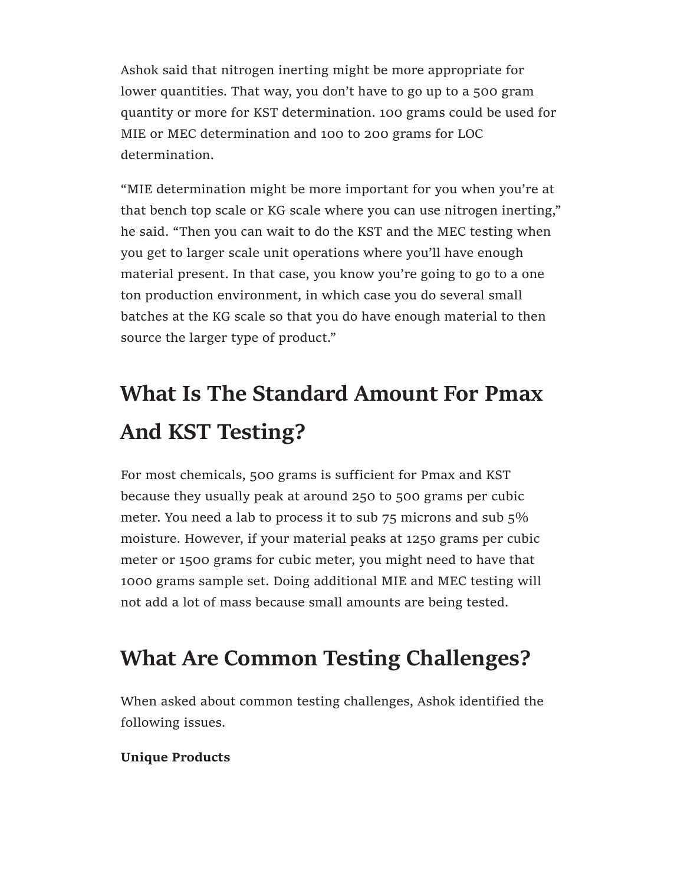Ashok said that nitrogen inerting might be more appropriate for lower quantities. That way, you don't have to go up to a 500 gram quantity or more for KST determination. 100 grams could be used for MIE or MEC determination and 100 to 200 grams for LOC determination.

"MIE determination might be more important for you when you're at that bench top scale or KG scale where you can use nitrogen inerting," he said. "Then you can wait to do the KST and the MEC testing when you get to larger scale unit operations where you'll have enough material present. In that case, you know you're going to go to a one ton production environment, in which case you do several small batches at the KG scale so that you do have enough material to then source the larger type of product."

## What Is The Standard Amount For Pmax And KST Testing?

For most chemicals, 500 grams is sufficient for Pmax and KST because they usually peak at around 250 to 500 grams per cubic meter. You need a lab to process it to sub 75 microns and sub 5% moisture. However, if your material peaks at 1250 grams per cubic meter or 1500 grams for cubic meter, you might need to have that 1000 grams sample set. Doing additional MIE and MEC testing will not add a lot of mass because small amounts are being tested.

## What Are Common Testing Challenges?

When asked about common testing challenges, Ashok identified the following issues.

**Unique Products**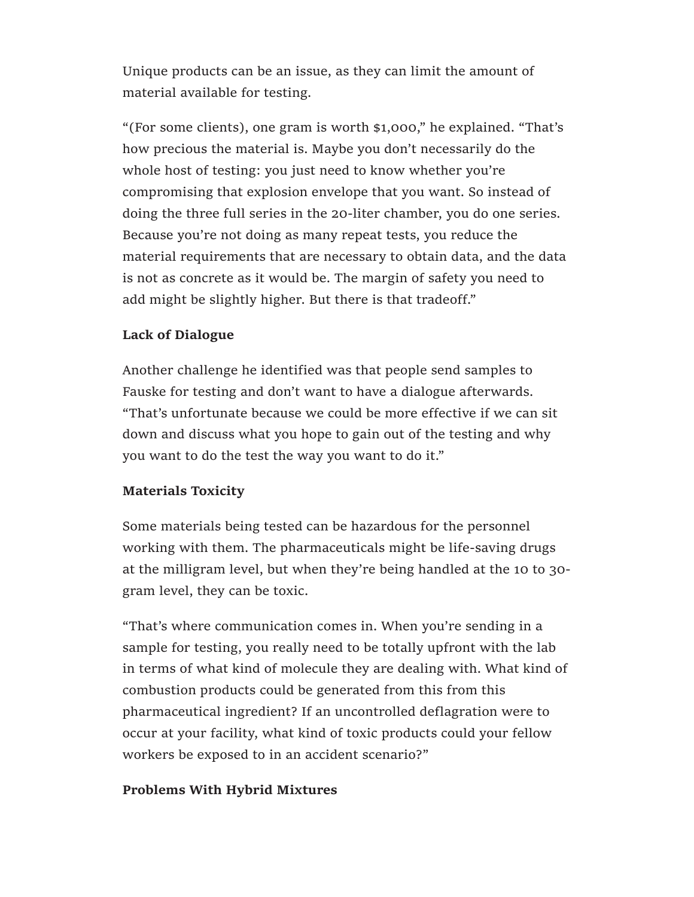Unique products can be an issue, as they can limit the amount of material available for testing.

"(For some clients), one gram is worth $1,000," he explained. "That's how precious the material is. Maybe you don't necessarily do the whole host of testing: you just need to know whether you're compromising that explosion envelope that you want. So instead of doing the three full series in the 20-liter chamber, you do one series. Because you're not doing as many repeat tests, you reduce the material requirements that are necessary to obtain data, and the data is not as concrete as it would be. The margin of safety you need to add might be slightly higher. But there is that tradeoff."

**Lack of Dialogue**

Another challenge he identified was that people send samples to Fauske for testing and don't want to have a dialogue afterwards. "That's unfortunate because we could be more effective if we can sit down and discuss what you hope to gain out of the testing and why you want to do the test the way you want to do it."

**Materials Toxicity**

Some materials being tested can be hazardous for the personnel working with them. The pharmaceuticals might be life-saving drugs at the milligram level, but when they're being handled at the 10 to 30-gram level, they can be toxic.

"That's where communication comes in. When you're sending in a sample for testing, you really need to be totally upfront with the lab in terms of what kind of molecule they are dealing with. What kind of combustion products could be generated from this from this pharmaceutical ingredient? If an uncontrolled deflagration were to occur at your facility, what kind of toxic products could your fellow workers be exposed to in an accident scenario?"

**Problems With Hybrid Mixtures**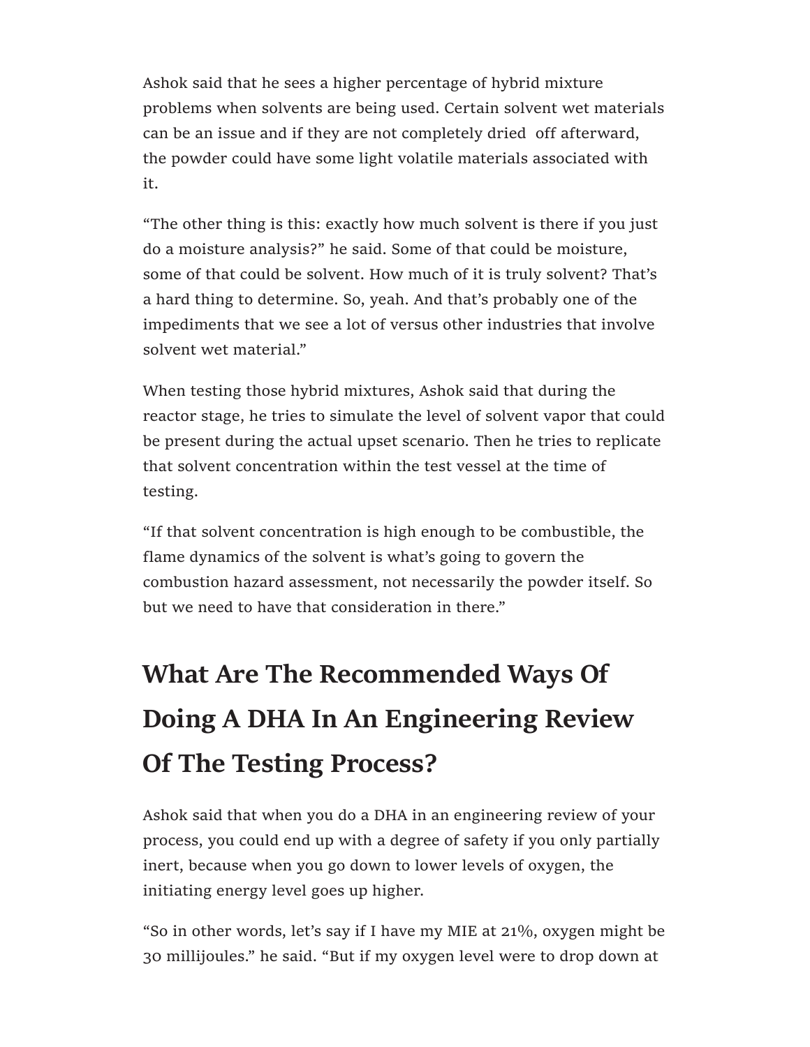Ashok said that he sees a higher percentage of hybrid mixture problems when solvents are being used. Certain solvent wet materials can be an issue and if they are not completely dried  off afterward, the powder could have some light volatile materials associated with it.

“The other thing is this: exactly how much solvent is there if you just do a moisture analysis?” he said. Some of that could be moisture, some of that could be solvent. How much of it is truly solvent? That’s a hard thing to determine. So, yeah. And that’s probably one of the impediments that we see a lot of versus other industries that involve solvent wet material.”

When testing those hybrid mixtures, Ashok said that during the reactor stage, he tries to simulate the level of solvent vapor that could be present during the actual upset scenario. Then he tries to replicate that solvent concentration within the test vessel at the time of testing.

“If that solvent concentration is high enough to be combustible, the flame dynamics of the solvent is what’s going to govern the combustion hazard assessment, not necessarily the powder itself. So but we need to have that consideration in there.”

## What Are The Recommended Ways Of Doing A DHA In An Engineering Review Of The Testing Process?

Ashok said that when you do a DHA in an engineering review of your process, you could end up with a degree of safety if you only partially inert, because when you go down to lower levels of oxygen, the initiating energy level goes up higher.

“So in other words, let’s say if I have my MIE at 21%, oxygen might be 30 millijoules.” he said. “But if my oxygen level were to drop down at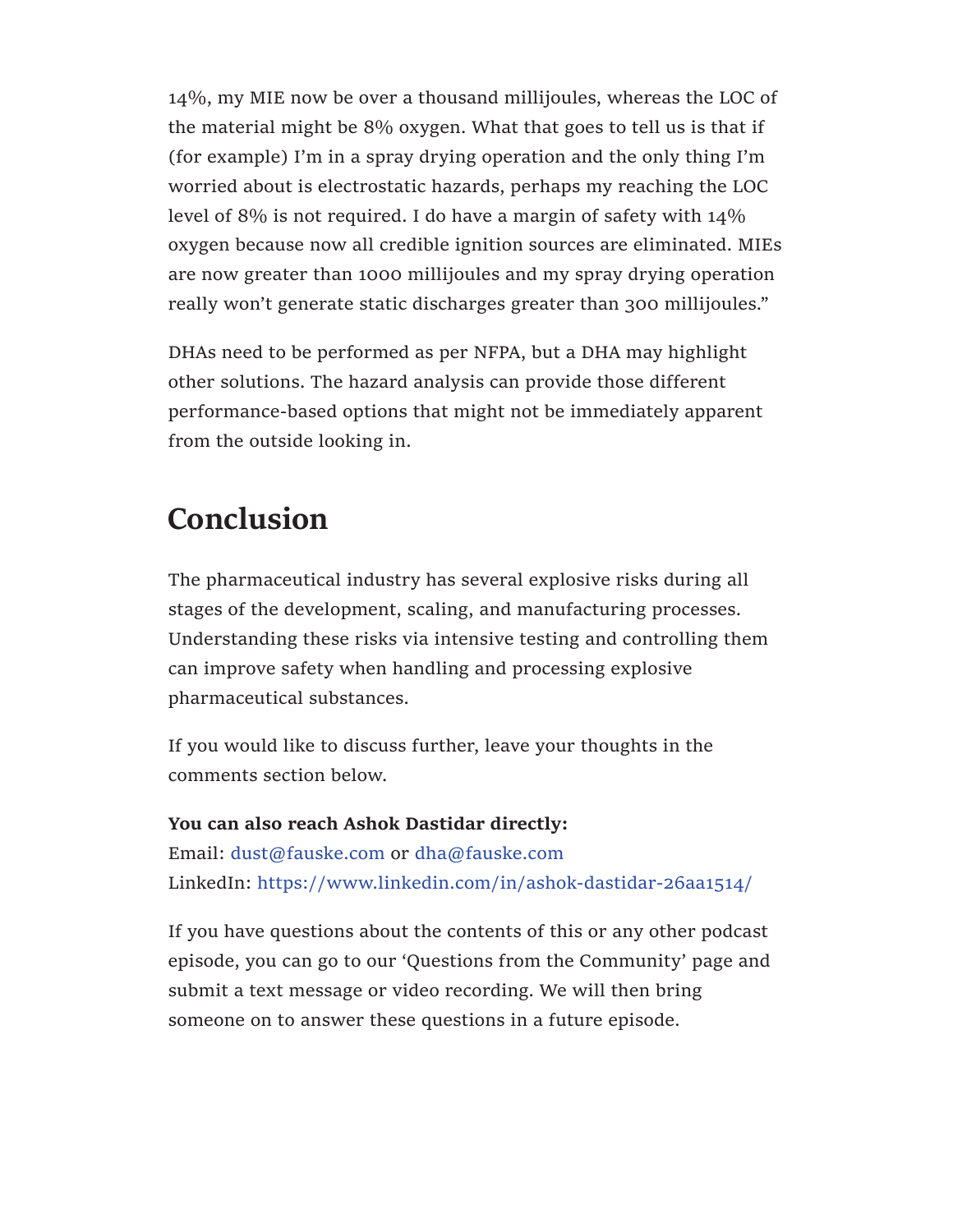14%, my MIE now be over a thousand millijoules, whereas the LOC of the material might be 8% oxygen. What that goes to tell us is that if (for example) I'm in a spray drying operation and the only thing I'm worried about is electrostatic hazards, perhaps my reaching the LOC level of 8% is not required. I do have a margin of safety with 14% oxygen because now all credible ignition sources are eliminated. MIEs are now greater than 1000 millijoules and my spray drying operation really won't generate static discharges greater than 300 millijoules."

DHAs need to be performed as per NFPA, but a DHA may highlight other solutions. The hazard analysis can provide those different performance-based options that might not be immediately apparent from the outside looking in.

## Conclusion

The pharmaceutical industry has several explosive risks during all stages of the development, scaling, and manufacturing processes. Understanding these risks via intensive testing and controlling them can improve safety when handling and processing explosive pharmaceutical substances.

If you would like to discuss further, leave your thoughts in the comments section below.

**You can also reach Ashok Dastidar directly:**
Email: dust@fauske.com or dha@fauske.com
LinkedIn: https://www.linkedin.com/in/ashok-dastidar-26aa1514/

If you have questions about the contents of this or any other podcast episode, you can go to our 'Questions from the Community' page and submit a text message or video recording. We will then bring someone on to answer these questions in a future episode.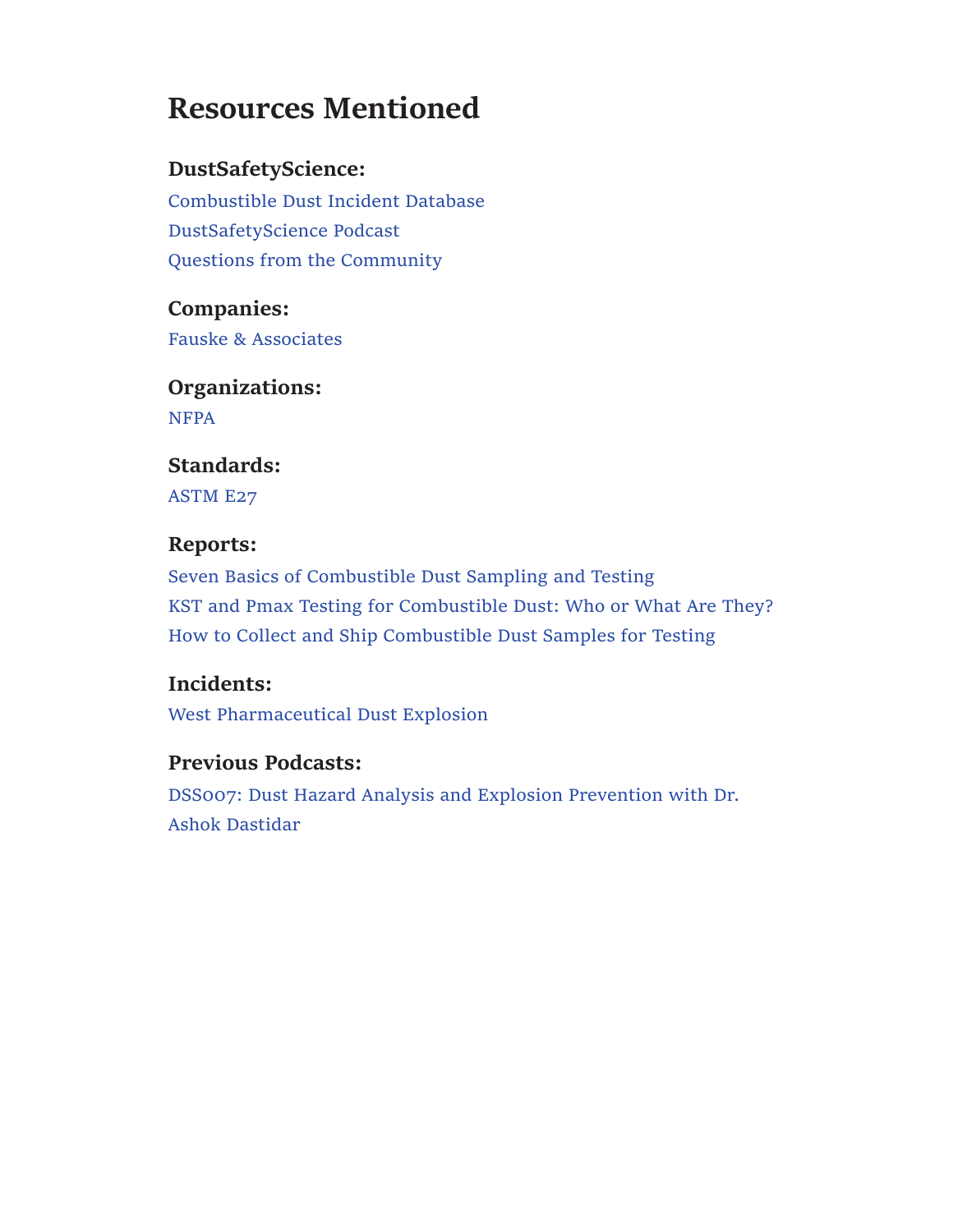# Resources Mentioned

**DustSafetyScience:**

Combustible Dust Incident Database
DustSafetyScience Podcast
Questions from the Community

**Companies:**

Fauske & Associates

**Organizations:**

NFPA

**Standards:**

ASTM E27

**Reports:**

Seven Basics of Combustible Dust Sampling and Testing
KST and Pmax Testing for Combustible Dust: Who or What Are They?
How to Collect and Ship Combustible Dust Samples for Testing

**Incidents:**

West Pharmaceutical Dust Explosion

**Previous Podcasts:**

DSS007: Dust Hazard Analysis and Explosion Prevention with Dr. Ashok Dastidar